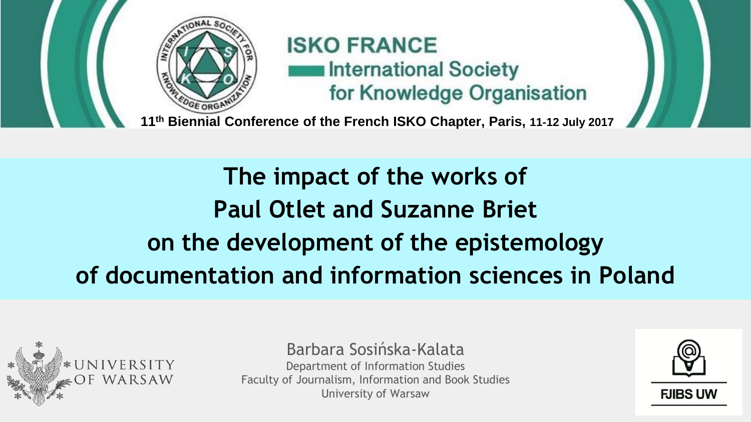ISKO FRANCE

International Society for Knowledge Organisation

11th Biennial Conference of the French ISKO Chapter, Paris, 11-12 July 2017

# The impact of the works of Paul Otlet and Suzanne Briet on the development of the epistemology of documentation and information sciences in Poland

Barbara Sosińska-Kalata

Department of Information Studies
Faculty of Journalism, Information and Book Studies
University of Warsaw

UNIVERSITY OF WARSAW

FJIBS UW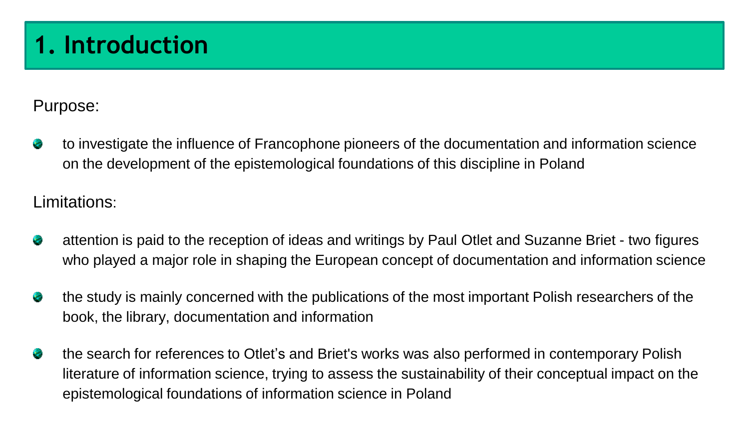# 1. Introduction

Purpose:

- to investigate the influence of Francophone pioneers of the documentation and information science on the development of the epistemological foundations of this discipline in Poland

Limitations:

- attention is paid to the reception of ideas and writings by Paul Otlet and Suzanne Briet - two figures who played a major role in shaping the European concept of documentation and information science
- the study is mainly concerned with the publications of the most important Polish researchers of the book, the library, documentation and information
- the search for references to Otlet's and Briet's works was also performed in contemporary Polish literature of information science, trying to assess the sustainability of their conceptual impact on the epistemological foundations of information science in Poland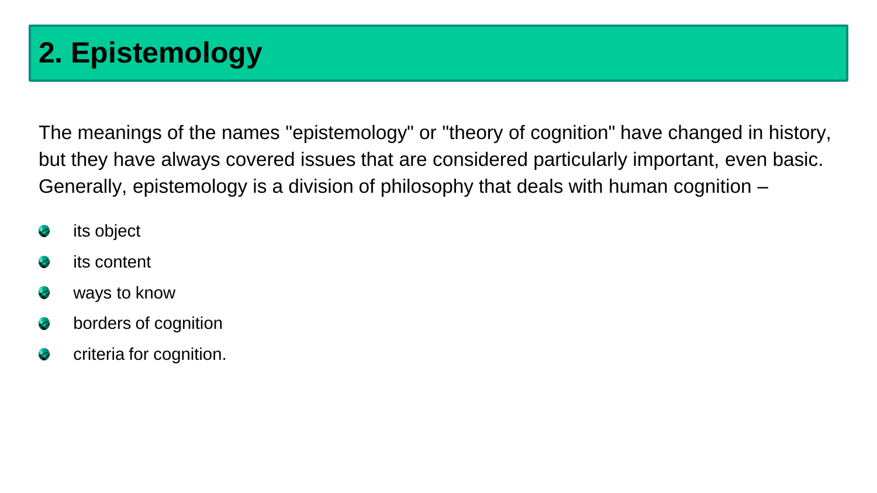## 2. Epistemology

The meanings of the names "epistemology" or "theory of cognition" have changed in history, but they have always covered issues that are considered particularly important, even basic. Generally, epistemology is a division of philosophy that deals with human cognition –

- its object
- its content
- ways to know
- borders of cognition
- criteria for cognition.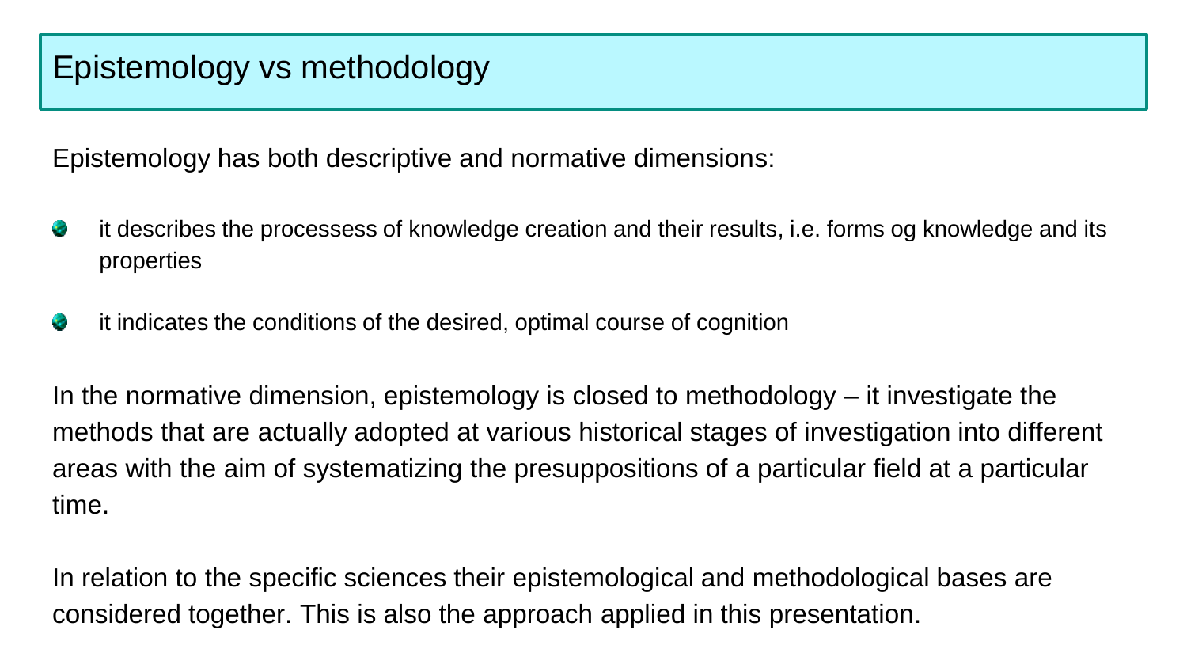# Epistemology vs methodology

Epistemology has both descriptive and normative dimensions:

- it describes the processess of knowledge creation and their results, i.e. forms og knowledge and its properties
- it indicates the conditions of the desired, optimal course of cognition

In the normative dimension, epistemology is closed to methodology – it investigate the methods that are actually adopted at various historical stages of investigation into different areas with the aim of systematizing the presuppositions of a particular field at a particular time.

In relation to the specific sciences their epistemological and methodological bases are considered together. This is also the approach applied in this presentation.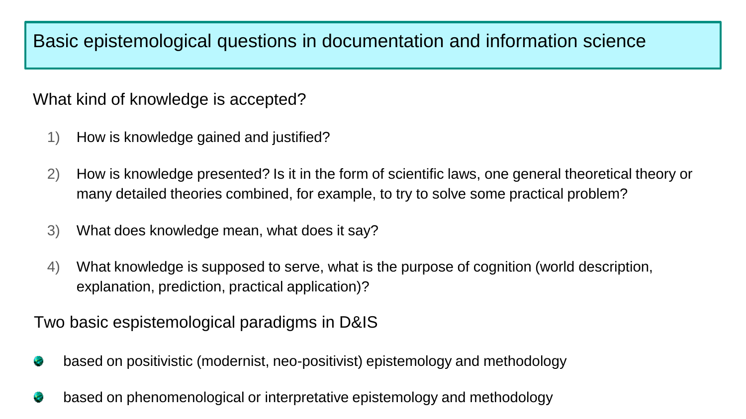# Basic epistemological questions in documentation and information science

What kind of knowledge is accepted?

1) How is knowledge gained and justified?

2) How is knowledge presented? Is it in the form of scientific laws, one general theoretical theory or many detailed theories combined, for example, to try to solve some practical problem?

3) What does knowledge mean, what does it say?

4) What knowledge is supposed to serve, what is the purpose of cognition (world description, explanation, prediction, practical application)?

Two basic espistemological paradigms in D&IS

- based on positivistic (modernist, neo-positivist) epistemology and methodology
- based on phenomenological or interpretative epistemology and methodology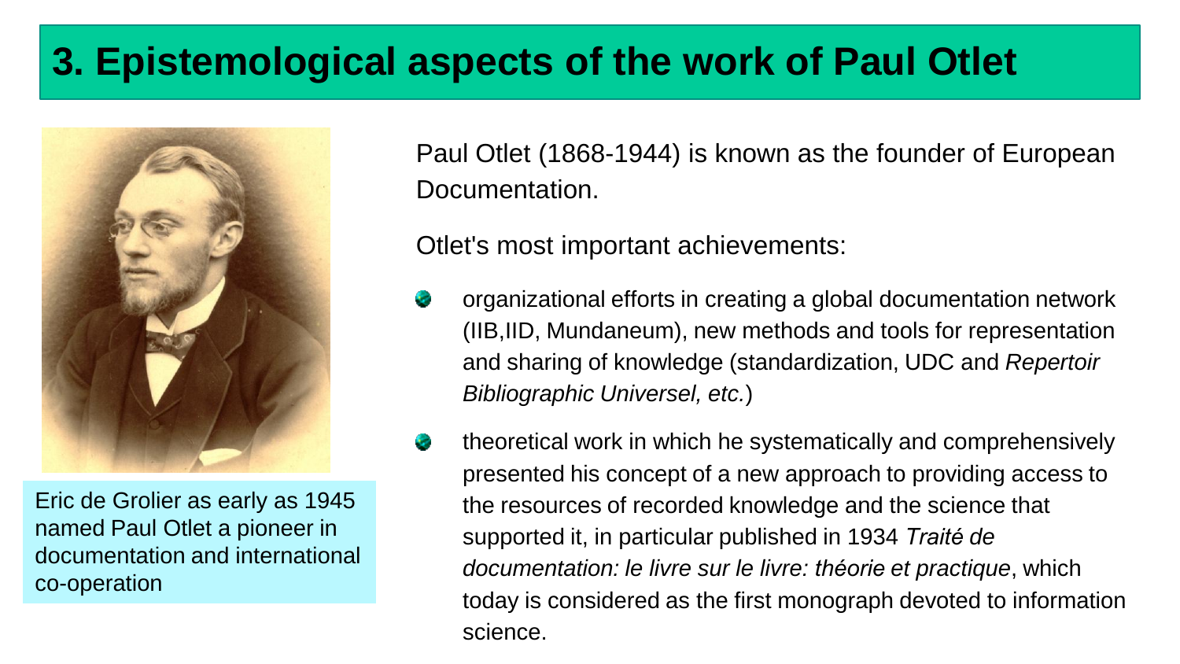# 3. Epistemological aspects of the work of Paul Otlet

Eric de Grolier as early as 1945 named Paul Otlet a pioneer in documentation and international co-operation

Paul Otlet (1868-1944) is known as the founder of European Documentation.

Otlet's most important achievements:

- organizational efforts in creating a global documentation network (IIB,IID, Mundaneum), new methods and tools for representation and sharing of knowledge (standardization, UDC and *Repertoir Bibliographic Universel, etc.*)
- theoretical work in which he systematically and comprehensively presented his concept of a new approach to providing access to the resources of recorded knowledge and the science that supported it, in particular published in 1934 *Traité de documentation: le livre sur le livre: théorie et practique*, which today is considered as the first monograph devoted to information science.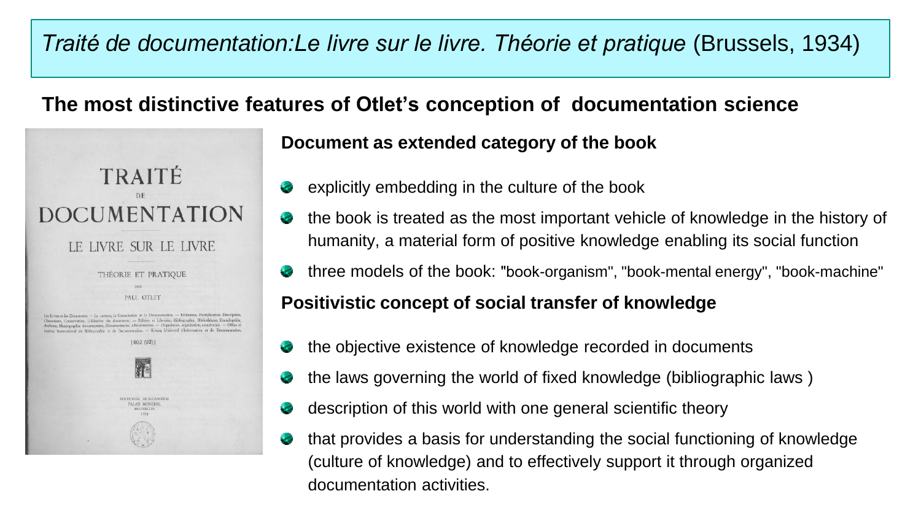# *Traité de documentation:Le livre sur le livre. Théorie et pratique* (Brussels, 1934)

## The most distinctive features of Otlet's conception of documentation science

TRAITÉ DE DOCUMENTATION

LE LIVRE SUR LE LIVRE

THÉORIE ET PRATIQUE

PAR

PAUL OTLET

[002 (02)]

EDITIONES MUNDANEUM
PALAIS MONDIAL
BRUXELLES
1934

### Document as extended category of the book

- explicitly embedding in the culture of the book
- the book is treated as the most important vehicle of knowledge in the history of humanity, a material form of positive knowledge enabling its social function
- three models of the book: "book-organism", "book-mental energy", "book-machine"

### Positivistic concept of social transfer of knowledge

- the objective existence of knowledge recorded in documents
- the laws governing the world of fixed knowledge (bibliographic laws )
- description of this world with one general scientific theory
- that provides a basis for understanding the social functioning of knowledge (culture of knowledge) and to effectively support it through organized documentation activities.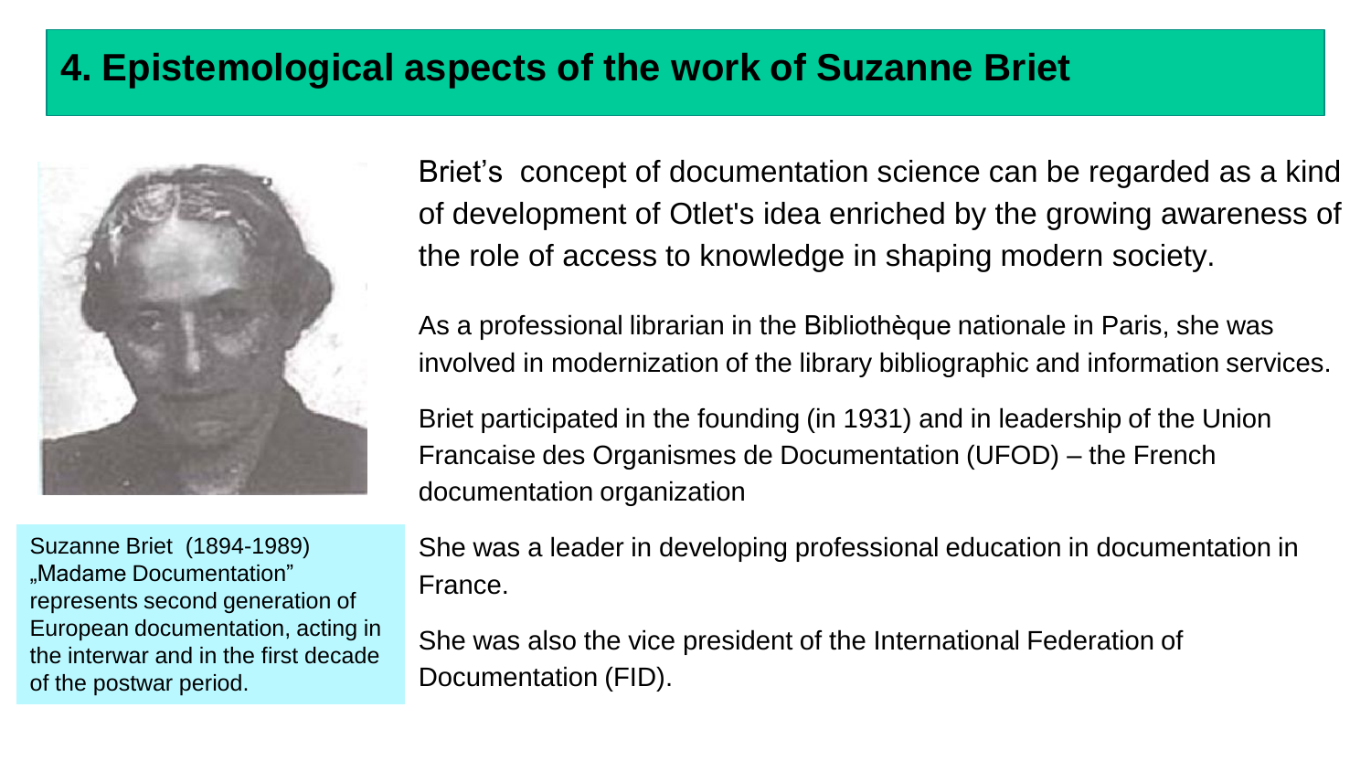# 4. Epistemological aspects of the work of Suzanne Briet

Suzanne Briet (1894-1989) „Madame Documentation" represents second generation of European documentation, acting in the interwar and in the first decade of the postwar period.

Briet's concept of documentation science can be regarded as a kind of development of Otlet's idea enriched by the growing awareness of the role of access to knowledge in shaping modern society.

As a professional librarian in the Bibliothèque nationale in Paris, she was involved in modernization of the library bibliographic and information services.

Briet participated in the founding (in 1931) and in leadership of the Union Francaise des Organismes de Documentation (UFOD) – the French documentation organization

She was a leader in developing professional education in documentation in France.

She was also the vice president of the International Federation of Documentation (FID).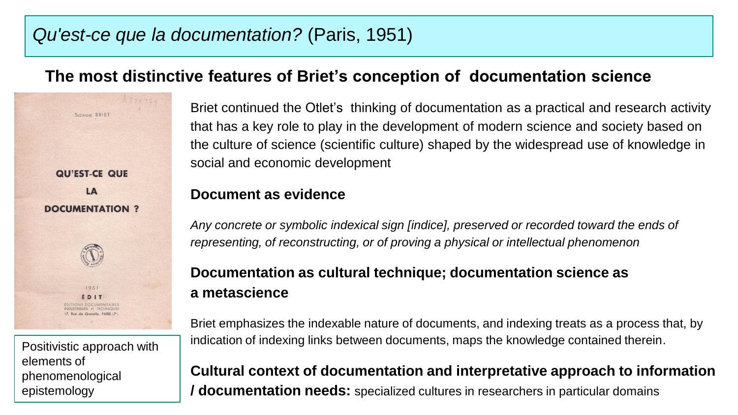# *Qu'est-ce que la documentation?* (Paris, 1951)

## The most distinctive features of Briet's conception of documentation science

Positivistic approach with elements of phenomenological epistemology

Briet continued the Otlet's thinking of documentation as a practical and research activity that has a key role to play in the development of modern science and society based on the culture of science (scientific culture) shaped by the widespread use of knowledge in social and economic development

### Document as evidence

*Any concrete or symbolic indexical sign [indice], preserved or recorded toward the ends of representing, of reconstructing, or of proving a physical or intellectual phenomenon*

### Documentation as cultural technique; documentation science as a metascience

Briet emphasizes the indexable nature of documents, and indexing treats as a process that, by indication of indexing links between documents, maps the knowledge contained therein.

**Cultural context of documentation and interpretative approach to information / documentation needs:** specialized cultures in researchers in particular domains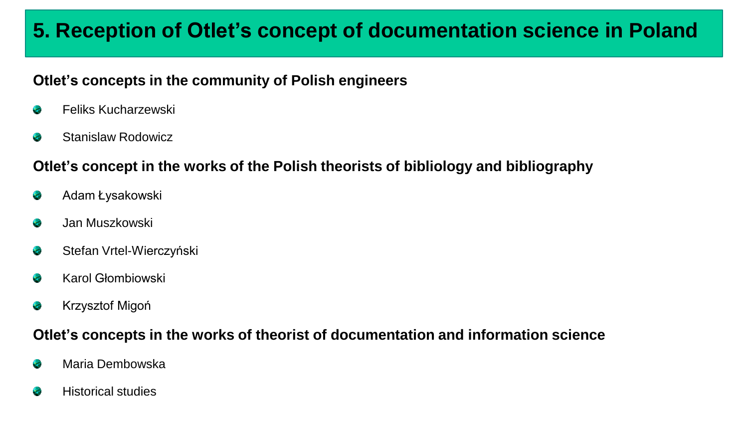# 5. Reception of Otlet's concept of documentation science in Poland

**Otlet's concepts in the community of Polish engineers**

- Feliks Kucharzewski
- Stanislaw Rodowicz

**Otlet's concept in the works of the Polish theorists of bibliology and bibliography**

- Adam Łysakowski
- Jan Muszkowski
- Stefan Vrtel-Wierczyński
- Karol Głombiowski
- Krzysztof Migoń

**Otlet's concepts in the works of theorist of documentation and information science**

- Maria Dembowska
- Historical studies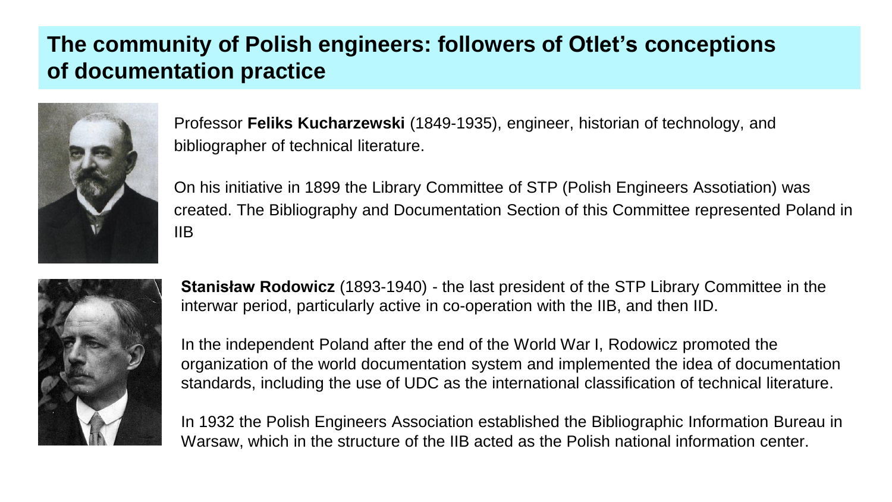## The community of Polish engineers: followers of Otlet's conceptions of documentation practice

Professor **Feliks Kucharzewski** (1849-1935), engineer, historian of technology, and bibliographer of technical literature.

On his initiative in 1899 the Library Committee of STP (Polish Engineers Assotiation) was created. The Bibliography and Documentation Section of this Committee represented Poland in IIB

**Stanisław Rodowicz** (1893-1940) - the last president of the STP Library Committee in the interwar period, particularly active in co-operation with the IIB, and then IID.

In the independent Poland after the end of the World War I, Rodowicz promoted the organization of the world documentation system and implemented the idea of documentation standards, including the use of UDC as the international classification of technical literature.

In 1932 the Polish Engineers Association established the Bibliographic Information Bureau in Warsaw, which in the structure of the IIB acted as the Polish national information center.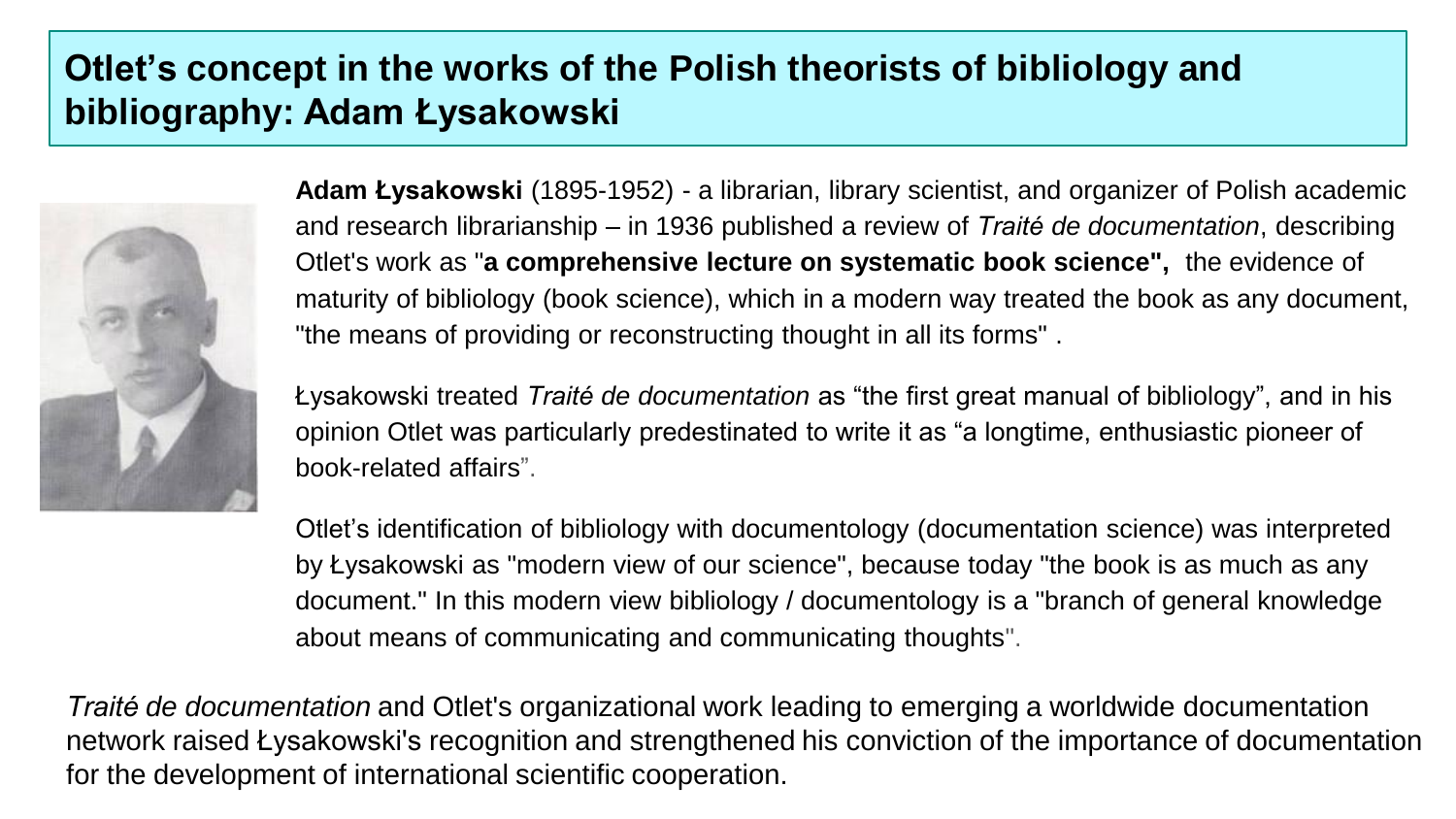# Otlet's concept in the works of the Polish theorists of bibliology and bibliography: Adam Łysakowski

**Adam Łysakowski** (1895-1952) - a librarian, library scientist, and organizer of Polish academic and research librarianship – in 1936 published a review of *Traité de documentation*, describing Otlet's work as "**a comprehensive lecture on systematic book science",** the evidence of maturity of bibliology (book science), which in a modern way treated the book as any document, "the means of providing or reconstructing thought in all its forms" .

Łysakowski treated *Traité de documentation* as "the first great manual of bibliology", and in his opinion Otlet was particularly predestinated to write it as "a longtime, enthusiastic pioneer of book-related affairs".

Otlet's identification of bibliology with documentology (documentation science) was interpreted by Łysakowski as "modern view of our science", because today "the book is as much as any document." In this modern view bibliology / documentology is a "branch of general knowledge about means of communicating and communicating thoughts".

*Traité de documentation* and Otlet's organizational work leading to emerging a worldwide documentation network raised Łysakowski's recognition and strengthened his conviction of the importance of documentation for the development of international scientific cooperation.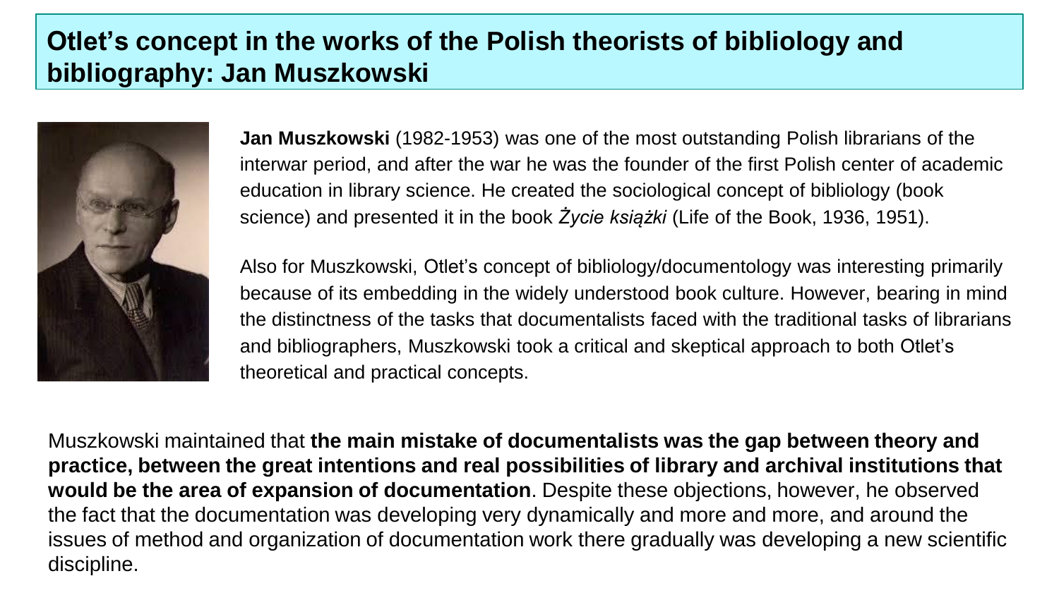# Otlet's concept in the works of the Polish theorists of bibliology and bibliography: Jan Muszkowski

**Jan Muszkowski** (1982-1953) was one of the most outstanding Polish librarians of the interwar period, and after the war he was the founder of the first Polish center of academic education in library science. He created the sociological concept of bibliology (book science) and presented it in the book *Życie książki* (Life of the Book, 1936, 1951).

Also for Muszkowski, Otlet's concept of bibliology/documentology was interesting primarily because of its embedding in the widely understood book culture. However, bearing in mind the distinctness of the tasks that documentalists faced with the traditional tasks of librarians and bibliographers, Muszkowski took a critical and skeptical approach to both Otlet's theoretical and practical concepts.

Muszkowski maintained that **the main mistake of documentalists was the gap between theory and practice, between the great intentions and real possibilities of library and archival institutions that would be the area of expansion of documentation**. Despite these objections, however, he observed the fact that the documentation was developing very dynamically and more and more, and around the issues of method and organization of documentation work there gradually was developing a new scientific discipline.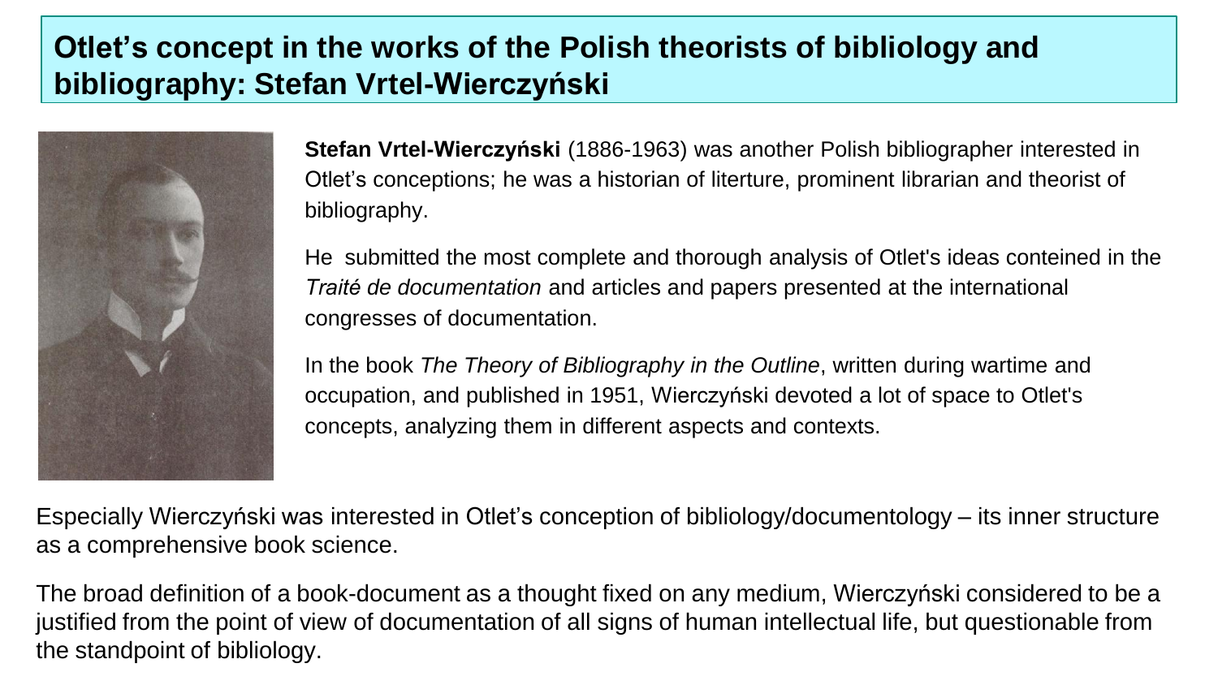# Otlet's concept in the works of the Polish theorists of bibliology and bibliography: Stefan Vrtel-Wierczyński

**Stefan Vrtel-Wierczyński** (1886-1963) was another Polish bibliographer interested in Otlet's conceptions; he was a historian of literture, prominent librarian and theorist of bibliography.

He submitted the most complete and thorough analysis of Otlet's ideas conteined in the *Traité de documentation* and articles and papers presented at the international congresses of documentation.

In the book *The Theory of Bibliography in the Outline*, written during wartime and occupation, and published in 1951, Wierczyński devoted a lot of space to Otlet's concepts, analyzing them in different aspects and contexts.

Especially Wierczyński was interested in Otlet's conception of bibliology/documentology – its inner structure as a comprehensive book science.

The broad definition of a book-document as a thought fixed on any medium, Wierczyński considered to be a justified from the point of view of documentation of all signs of human intellectual life, but questionable from the standpoint of bibliology.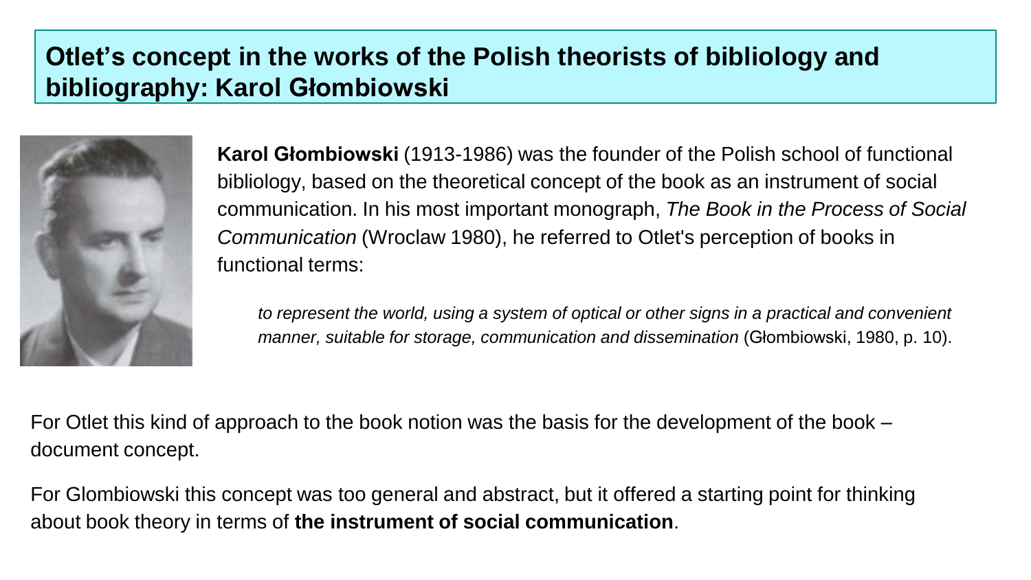# Otlet's concept in the works of the Polish theorists of bibliology and bibliography: Karol Głombiowski

**Karol Głombiowski** (1913-1986) was the founder of the Polish school of functional bibliology, based on the theoretical concept of the book as an instrument of social communication. In his most important monograph, *The Book in the Process of Social Communication* (Wroclaw 1980), he referred to Otlet's perception of books in functional terms:

> *to represent the world, using a system of optical or other signs in a practical and convenient manner, suitable for storage, communication and dissemination* (Głombiowski, 1980, p. 10).

For Otlet this kind of approach to the book notion was the basis for the development of the book – document concept.

For Glombiowski this concept was too general and abstract, but it offered a starting point for thinking about book theory in terms of **the instrument of social communication**.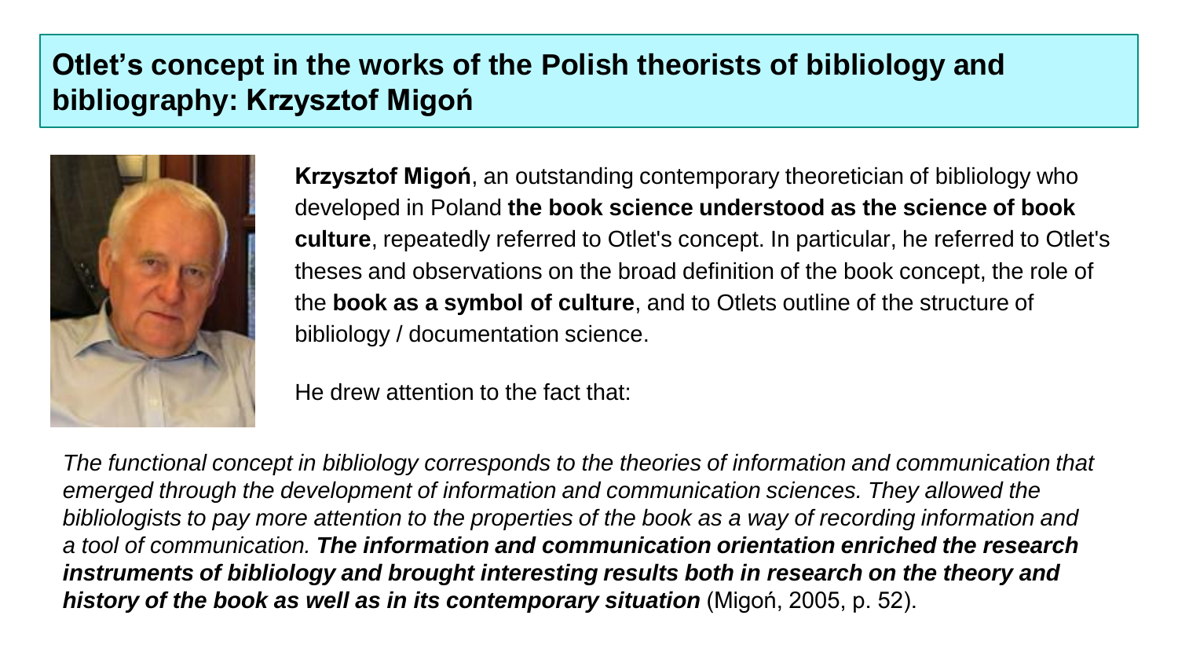# Otlet’s concept in the works of the Polish theorists of bibliology and bibliography: Krzysztof Migoń

**Krzysztof Migoń**, an outstanding contemporary theoretician of bibliology who developed in Poland **the book science understood as the science of book culture**, repeatedly referred to Otlet's concept. In particular, he referred to Otlet's theses and observations on the broad definition of the book concept, the role of the **book as a symbol of culture**, and to Otlets outline of the structure of bibliology / documentation science.

He drew attention to the fact that:

*The functional concept in bibliology corresponds to the theories of information and communication that emerged through the development of information and communication sciences. They allowed the bibliologists to pay more attention to the properties of the book as a way of recording information and a tool of communication.* ***The information and communication orientation enriched the research instruments of bibliology and brought interesting results both in research on the theory and history of the book as well as in its contemporary situation*** (Migoń, 2005, p. 52).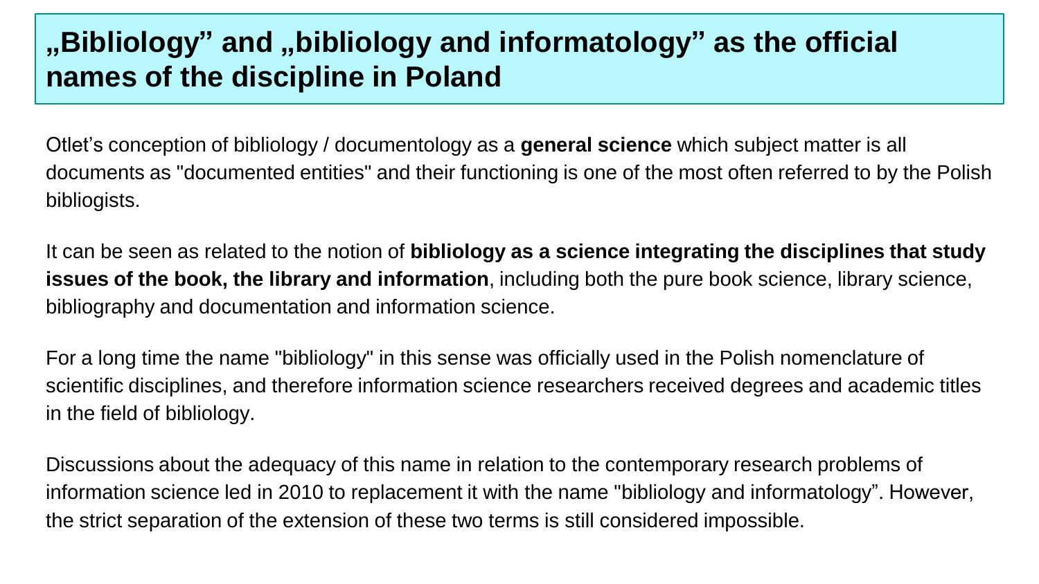# „Bibliology” and „bibliology and informatology” as the official names of the discipline in Poland

Otlet’s conception of bibliology / documentology as a **general science** which subject matter is all documents as "documented entities" and their functioning is one of the most often referred to by the Polish bibliogists.

It can be seen as related to the notion of **bibliology as a science integrating the disciplines that study issues of the book, the library and information**, including both the pure book science, library science, bibliography and documentation and information science.

For a long time the name "bibliology" in this sense was officially used in the Polish nomenclature of scientific disciplines, and therefore information science researchers received degrees and academic titles in the field of bibliology.

Discussions about the adequacy of this name in relation to the contemporary research problems of information science led in 2010 to replacement it with the name "bibliology and informatology”. However, the strict separation of the extension of these two terms is still considered impossible.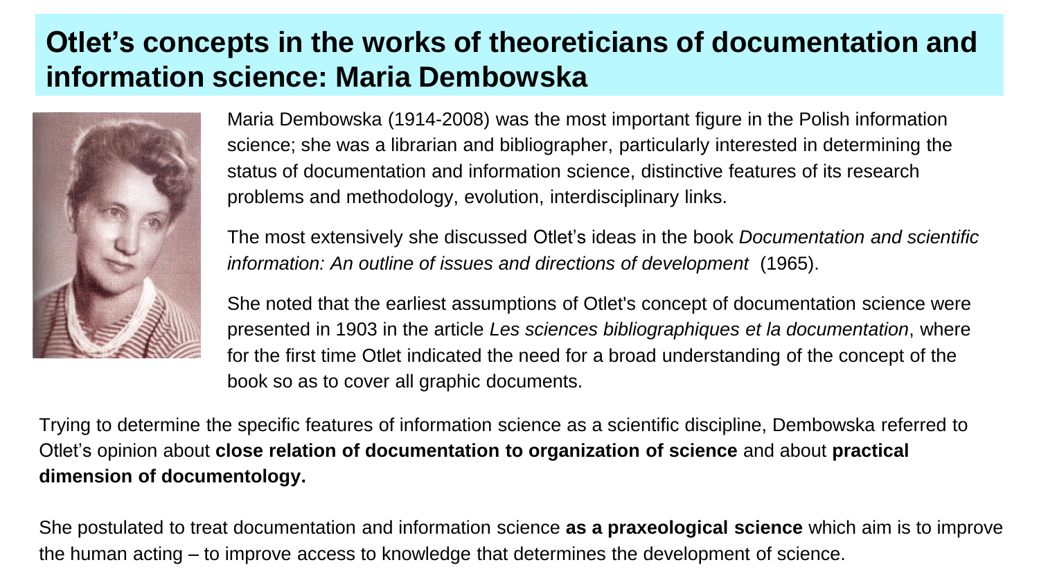# Otlet's concepts in the works of theoreticians of documentation and information science: Maria Dembowska

Maria Dembowska (1914-2008) was the most important figure in the Polish information science; she was a librarian and bibliographer, particularly interested in determining the status of documentation and information science, distinctive features of its research problems and methodology, evolution, interdisciplinary links.

The most extensively she discussed Otlet's ideas in the book *Documentation and scientific information: An outline of issues and directions of development* (1965).

She noted that the earliest assumptions of Otlet's concept of documentation science were presented in 1903 in the article *Les sciences bibliographiques et la documentation*, where for the first time Otlet indicated the need for a broad understanding of the concept of the book so as to cover all graphic documents.

Trying to determine the specific features of information science as a scientific discipline, Dembowska referred to Otlet's opinion about **close relation of documentation to organization of science** and about **practical dimension of documentology.**

She postulated to treat documentation and information science **as a praxeological science** which aim is to improve the human acting – to improve access to knowledge that determines the development of science.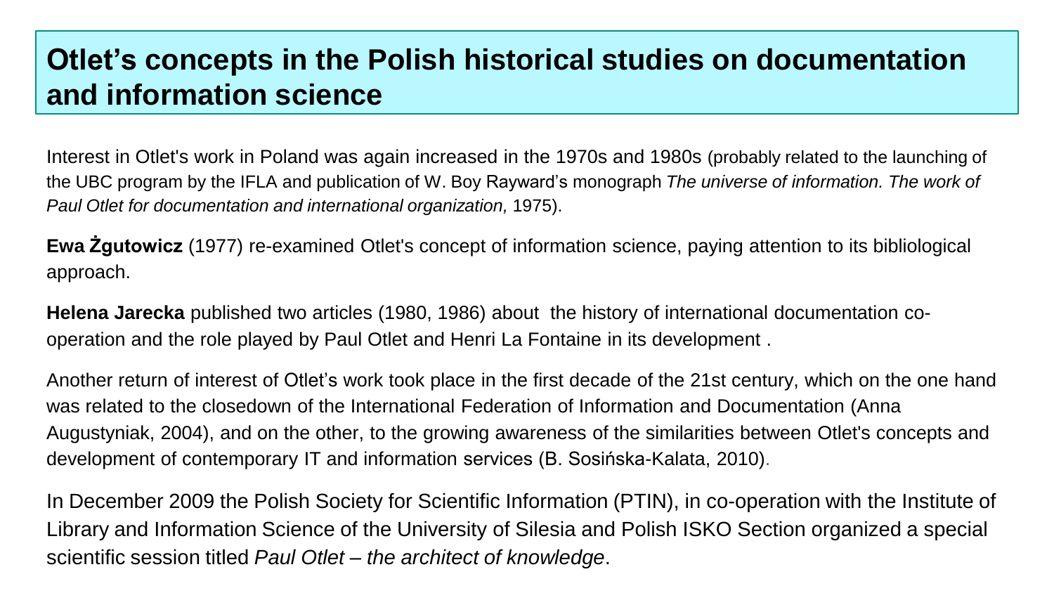# Otlet's concepts in the Polish historical studies on documentation and information science

Interest in Otlet's work in Poland was again increased in the 1970s and 1980s (probably related to the launching of the UBC program by the IFLA and publication of W. Boy Rayward's monograph *The universe of information. The work of Paul Otlet for documentation and international organization,* 1975).

**Ewa Żgutowicz** (1977) re-examined Otlet's concept of information science, paying attention to its bibliological approach.

**Helena Jarecka** published two articles (1980, 1986) about the history of international documentation co-operation and the role played by Paul Otlet and Henri La Fontaine in its development .

Another return of interest of Otlet's work took place in the first decade of the 21st century, which on the one hand was related to the closedown of the International Federation of Information and Documentation (Anna Augustyniak, 2004), and on the other, to the growing awareness of the similarities between Otlet's concepts and development of contemporary IT and information services (B. Sosińska-Kalata, 2010).

In December 2009 the Polish Society for Scientific Information (PTIN), in co-operation with the Institute of Library and Information Science of the University of Silesia and Polish ISKO Section organized a special scientific session titled *Paul Otlet – the architect of knowledge*.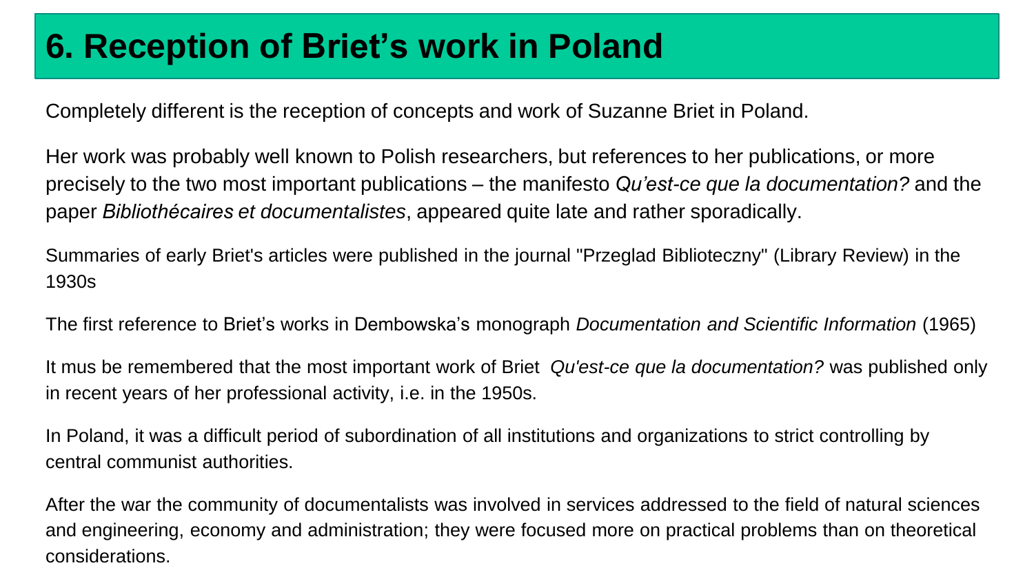# 6. Reception of Briet's work in Poland

Completely different is the reception of concepts and work of Suzanne Briet in Poland.

Her work was probably well known to Polish researchers, but references to her publications, or more precisely to the two most important publications – the manifesto *Qu'est-ce que la documentation?* and the paper *Bibliothécaires et documentalistes*, appeared quite late and rather sporadically.

Summaries of early Briet's articles were published in the journal "Przeglad Biblioteczny" (Library Review) in the 1930s

The first reference to Briet's works in Dembowska's monograph *Documentation and Scientific Information* (1965)

It mus be remembered that the most important work of Briet *Qu'est-ce que la documentation?* was published only in recent years of her professional activity, i.e. in the 1950s.

In Poland, it was a difficult period of subordination of all institutions and organizations to strict controlling by central communist authorities.

After the war the community of documentalists was involved in services addressed to the field of natural sciences and engineering, economy and administration; they were focused more on practical problems than on theoretical considerations.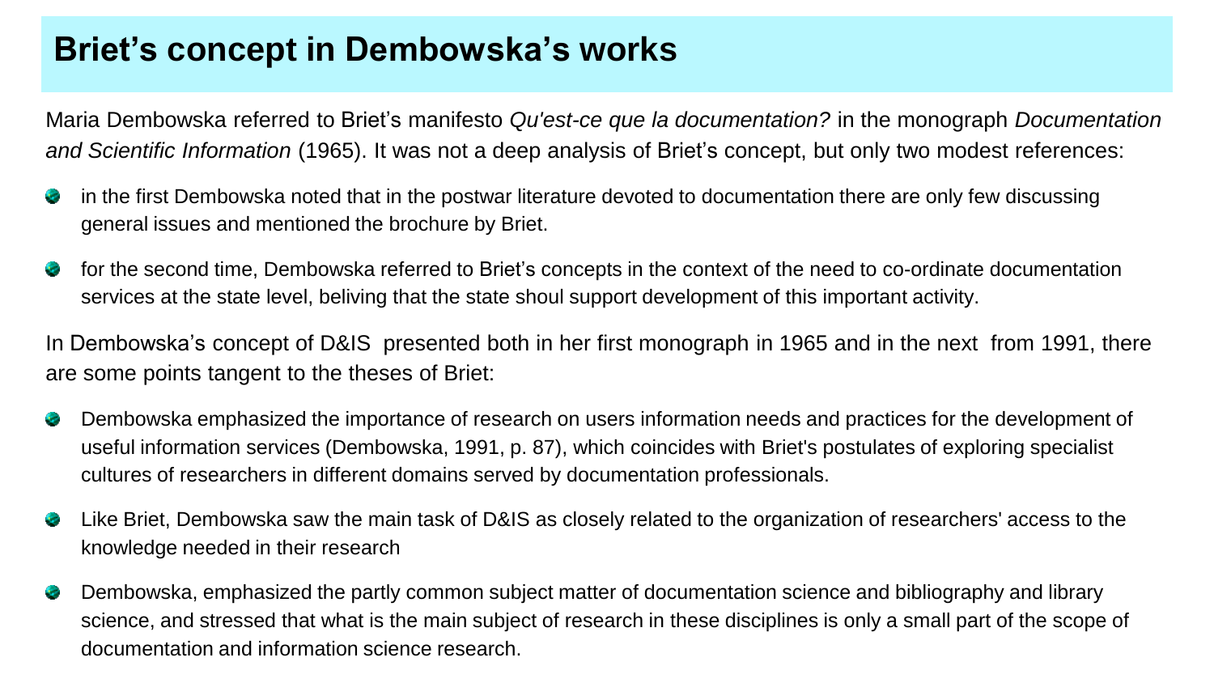# Briet's concept in Dembowska's works

Maria Dembowska referred to Briet's manifesto *Qu'est-ce que la documentation?* in the monograph *Documentation and Scientific Information* (1965). It was not a deep analysis of Briet's concept, but only two modest references:

- in the first Dembowska noted that in the postwar literature devoted to documentation there are only few discussing general issues and mentioned the brochure by Briet.
- for the second time, Dembowska referred to Briet's concepts in the context of the need to co-ordinate documentation services at the state level, beliving that the state shoul support development of this important activity.

In Dembowska's concept of D&IS presented both in her first monograph in 1965 and in the next from 1991, there are some points tangent to the theses of Briet:

- Dembowska emphasized the importance of research on users information needs and practices for the development of useful information services (Dembowska, 1991, p. 87), which coincides with Briet's postulates of exploring specialist cultures of researchers in different domains served by documentation professionals.
- Like Briet, Dembowska saw the main task of D&IS as closely related to the organization of researchers' access to the knowledge needed in their research
- Dembowska, emphasized the partly common subject matter of documentation science and bibliography and library science, and stressed that what is the main subject of research in these disciplines is only a small part of the scope of documentation and information science research.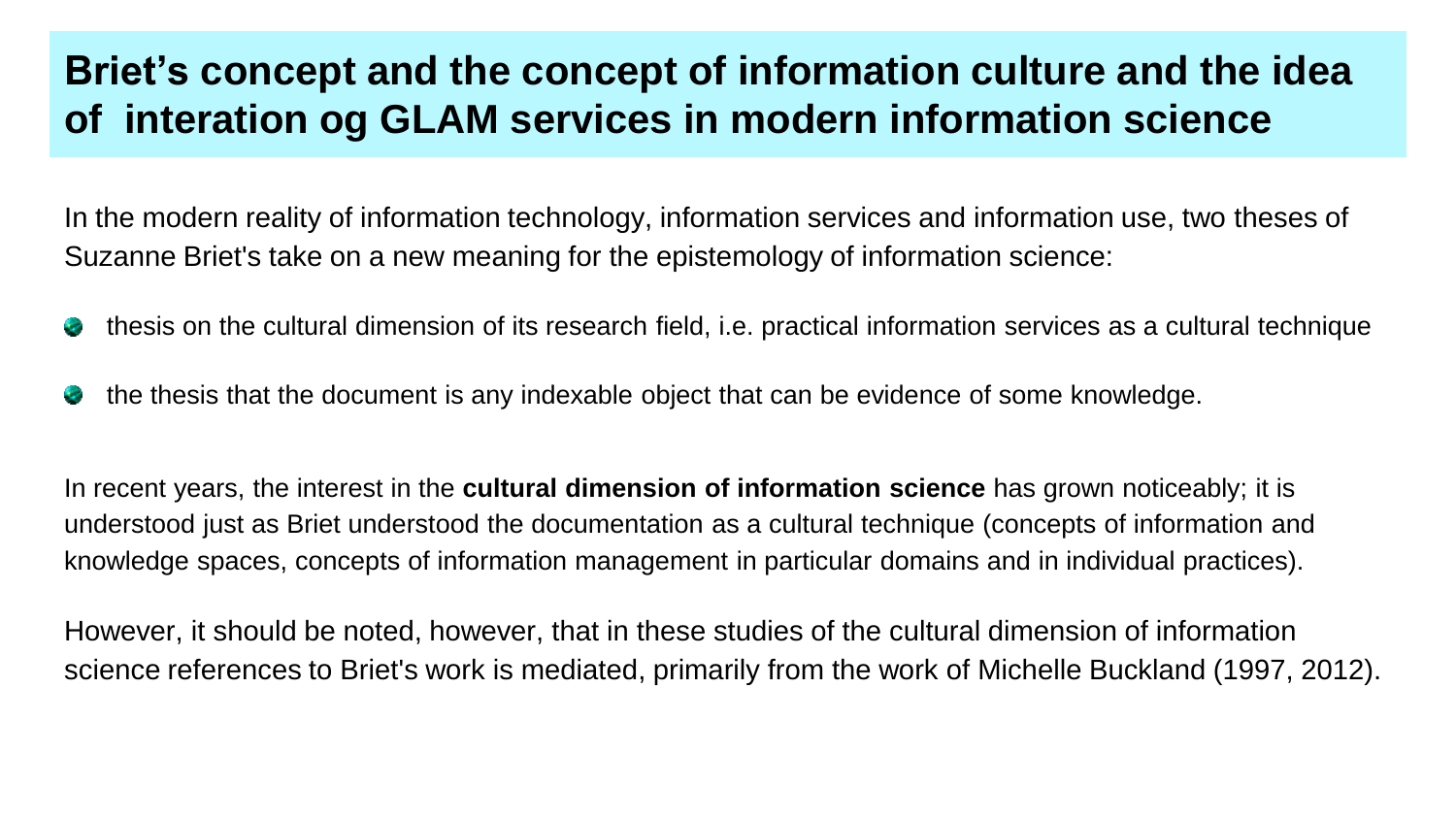# Briet's concept and the concept of information culture and the idea of interation og GLAM services in modern information science

In the modern reality of information technology, information services and information use, two theses of Suzanne Briet's take on a new meaning for the epistemology of information science:

- thesis on the cultural dimension of its research field, i.e. practical information services as a cultural technique
- the thesis that the document is any indexable object that can be evidence of some knowledge.

In recent years, the interest in the **cultural dimension of information science** has grown noticeably; it is understood just as Briet understood the documentation as a cultural technique (concepts of information and knowledge spaces, concepts of information management in particular domains and in individual practices).

However, it should be noted, however, that in these studies of the cultural dimension of information science references to Briet's work is mediated, primarily from the work of Michelle Buckland (1997, 2012).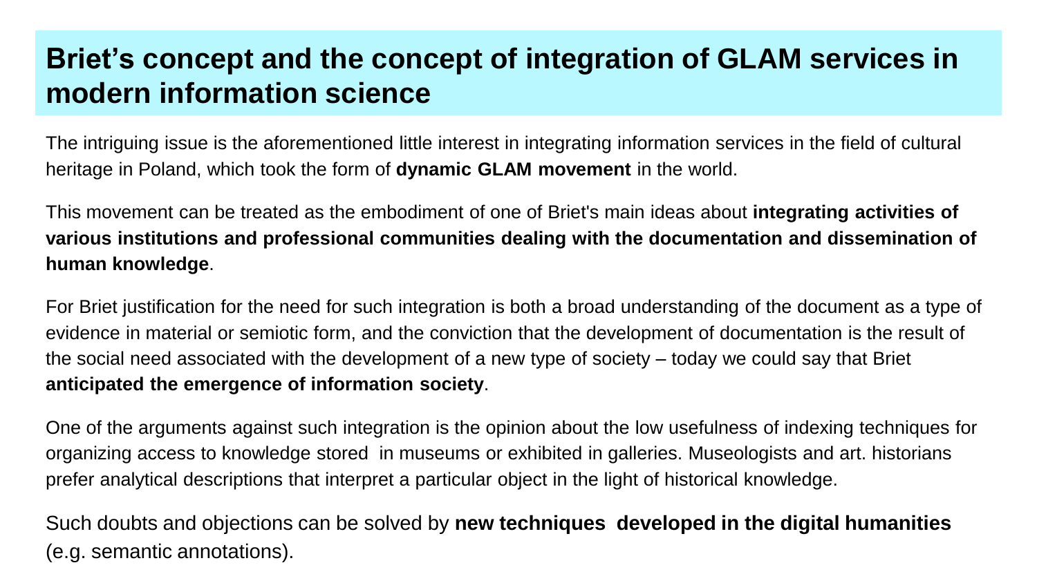# Briet's concept and the concept of integration of GLAM services in modern information science

The intriguing issue is the aforementioned little interest in integrating information services in the field of cultural heritage in Poland, which took the form of **dynamic GLAM movement** in the world.

This movement can be treated as the embodiment of one of Briet's main ideas about **integrating activities of various institutions and professional communities dealing with the documentation and dissemination of human knowledge**.

For Briet justification for the need for such integration is both a broad understanding of the document as a type of evidence in material or semiotic form, and the conviction that the development of documentation is the result of the social need associated with the development of a new type of society – today we could say that Briet **anticipated the emergence of information society**.

One of the arguments against such integration is the opinion about the low usefulness of indexing techniques for organizing access to knowledge stored in museums or exhibited in galleries. Museologists and art. historians prefer analytical descriptions that interpret a particular object in the light of historical knowledge.

Such doubts and objections can be solved by **new techniques developed in the digital humanities** (e.g. semantic annotations).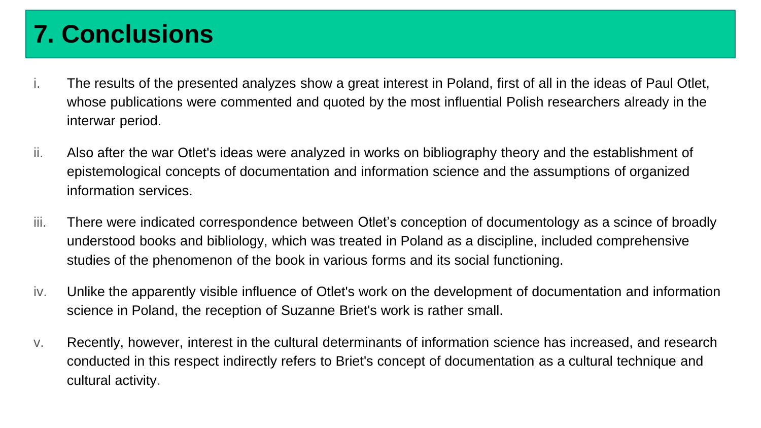# 7. Conclusions

i. The results of the presented analyzes show a great interest in Poland, first of all in the ideas of Paul Otlet, whose publications were commented and quoted by the most influential Polish researchers already in the interwar period.

ii. Also after the war Otlet's ideas were analyzed in works on bibliography theory and the establishment of epistemological concepts of documentation and information science and the assumptions of organized information services.

iii. There were indicated correspondence between Otlet's conception of documentology as a scince of broadly understood books and bibliology, which was treated in Poland as a discipline, included comprehensive studies of the phenomenon of the book in various forms and its social functioning.

iv. Unlike the apparently visible influence of Otlet's work on the development of documentation and information science in Poland, the reception of Suzanne Briet's work is rather small.

v. Recently, however, interest in the cultural determinants of information science has increased, and research conducted in this respect indirectly refers to Briet's concept of documentation as a cultural technique and cultural activity.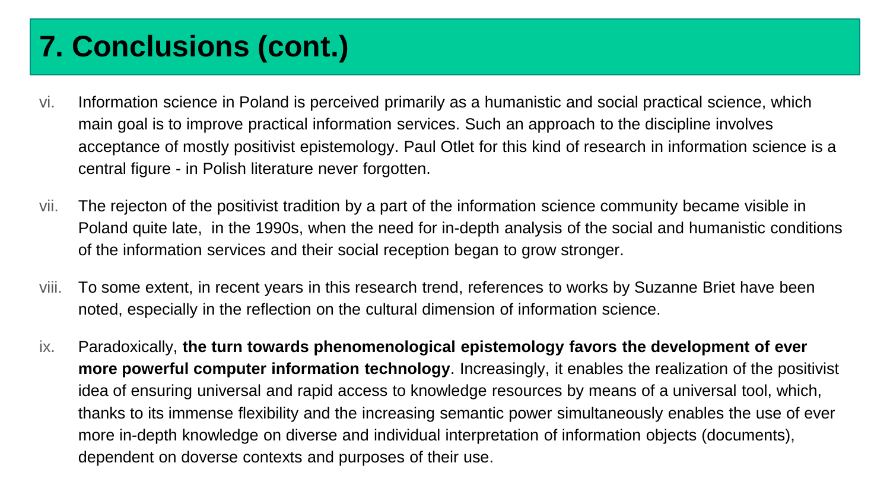# 7. Conclusions (cont.)

vi. Information science in Poland is perceived primarily as a humanistic and social practical science, which main goal is to improve practical information services. Such an approach to the discipline involves acceptance of mostly positivist epistemology. Paul Otlet for this kind of research in information science is a central figure - in Polish literature never forgotten.

vii. The rejecton of the positivist tradition by a part of the information science community became visible in Poland quite late, in the 1990s, when the need for in-depth analysis of the social and humanistic conditions of the information services and their social reception began to grow stronger.

viii. To some extent, in recent years in this research trend, references to works by Suzanne Briet have been noted, especially in the reflection on the cultural dimension of information science.

ix. Paradoxically, **the turn towards phenomenological epistemology favors the development of ever more powerful computer information technology**. Increasingly, it enables the realization of the positivist idea of ensuring universal and rapid access to knowledge resources by means of a universal tool, which, thanks to its immense flexibility and the increasing semantic power simultaneously enables the use of ever more in-depth knowledge on diverse and individual interpretation of information objects (documents), dependent on doverse contexts and purposes of their use.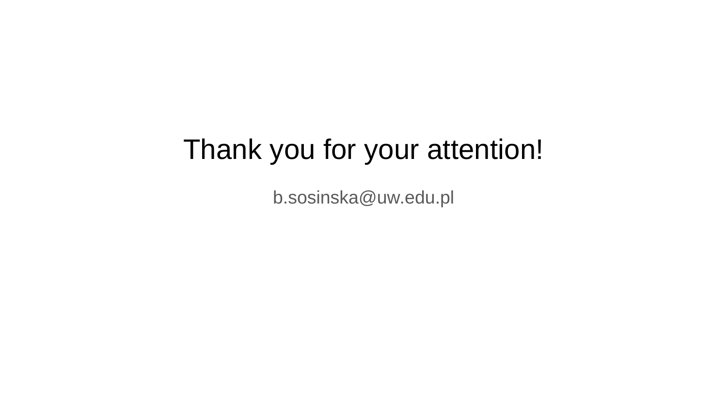# Thank you for your attention!

b.sosinska@uw.edu.pl